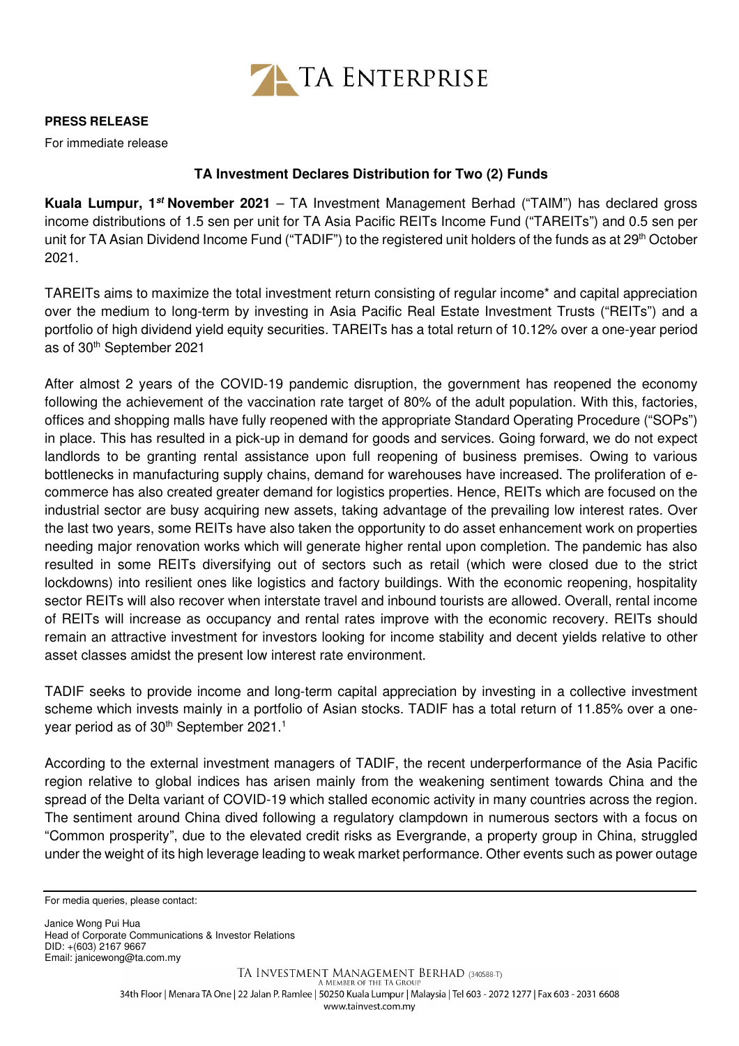TA ENTERPRISE

**PRESS RELEASE**

For immediate release

**TA Investment Declares Distribution for Two (2) Funds**

**Kuala Lumpur, 1st November 2021** – TA Investment Management Berhad ("TAIM") has declared gross income distributions of 1.5 sen per unit for TA Asia Pacific REITs Income Fund ("TAREITs") and 0.5 sen per unit for TA Asian Dividend Income Fund ("TADIF") to the registered unit holders of the funds as at 29th October 2021.

TAREITs aims to maximize the total investment return consisting of regular income* and capital appreciation over the medium to long-term by investing in Asia Pacific Real Estate Investment Trusts ("REITs") and a portfolio of high dividend yield equity securities. TAREITs has a total return of 10.12% over a one-year period as of 30th September 2021

After almost 2 years of the COVID-19 pandemic disruption, the government has reopened the economy following the achievement of the vaccination rate target of 80% of the adult population. With this, factories, offices and shopping malls have fully reopened with the appropriate Standard Operating Procedure ("SOPs") in place. This has resulted in a pick-up in demand for goods and services. Going forward, we do not expect landlords to be granting rental assistance upon full reopening of business premises. Owing to various bottlenecks in manufacturing supply chains, demand for warehouses have increased. The proliferation of e-commerce has also created greater demand for logistics properties. Hence, REITs which are focused on the industrial sector are busy acquiring new assets, taking advantage of the prevailing low interest rates. Over the last two years, some REITs have also taken the opportunity to do asset enhancement work on properties needing major renovation works which will generate higher rental upon completion. The pandemic has also resulted in some REITs diversifying out of sectors such as retail (which were closed due to the strict lockdowns) into resilient ones like logistics and factory buildings. With the economic reopening, hospitality sector REITs will also recover when interstate travel and inbound tourists are allowed. Overall, rental income of REITs will increase as occupancy and rental rates improve with the economic recovery. REITs should remain an attractive investment for investors looking for income stability and decent yields relative to other asset classes amidst the present low interest rate environment.

TADIF seeks to provide income and long-term capital appreciation by investing in a collective investment scheme which invests mainly in a portfolio of Asian stocks. TADIF has a total return of 11.85% over a one-year period as of 30th September 2021.[1]

According to the external investment managers of TADIF, the recent underperformance of the Asia Pacific region relative to global indices has arisen mainly from the weakening sentiment towards China and the spread of the Delta variant of COVID-19 which stalled economic activity in many countries across the region. The sentiment around China dived following a regulatory clampdown in numerous sectors with a focus on "Common prosperity", due to the elevated credit risks as Evergrande, a property group in China, struggled under the weight of its high leverage leading to weak market performance. Other events such as power outage

---

For media queries, please contact:

Janice Wong Pui Hua
Head of Corporate Communications & Investor Relations
DID: +(603) 2167 9667
Email: janicewong@ta.com.my

TA INVESTMENT MANAGEMENT BERHAD (340588-T)
A MEMBER OF THE TA GROUP
34th Floor | Menara TA One | 22 Jalan P. Ramlee | 50250 Kuala Lumpur | Malaysia | Tel 603 - 2072 1277 | Fax 603 - 2031 6608
www.tainvest.com.my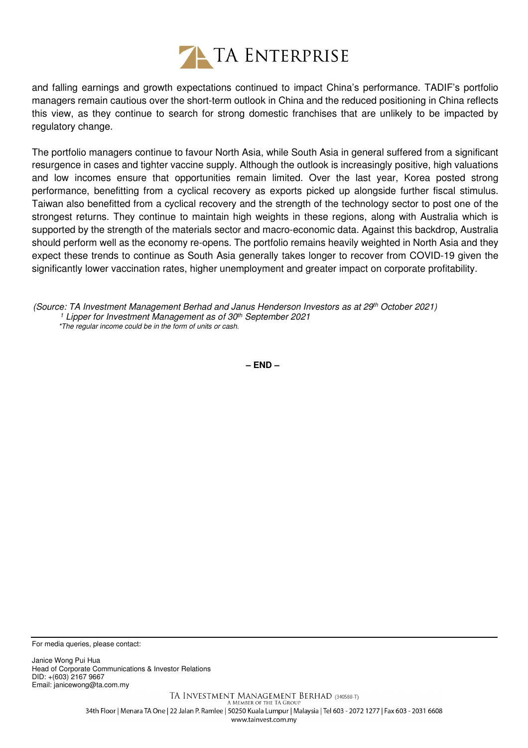and falling earnings and growth expectations continued to impact China's performance. TADIF's portfolio managers remain cautious over the short-term outlook in China and the reduced positioning in China reflects this view, as they continue to search for strong domestic franchises that are unlikely to be impacted by regulatory change.

The portfolio managers continue to favour North Asia, while South Asia in general suffered from a significant resurgence in cases and tighter vaccine supply. Although the outlook is increasingly positive, high valuations and low incomes ensure that opportunities remain limited. Over the last year, Korea posted strong performance, benefitting from a cyclical recovery as exports picked up alongside further fiscal stimulus. Taiwan also benefitted from a cyclical recovery and the strength of the technology sector to post one of the strongest returns. They continue to maintain high weights in these regions, along with Australia which is supported by the strength of the materials sector and macro-economic data. Against this backdrop, Australia should perform well as the economy re-opens. The portfolio remains heavily weighted in North Asia and they expect these trends to continue as South Asia generally takes longer to recover from COVID-19 given the significantly lower vaccination rates, higher unemployment and greater impact on corporate profitability.

*(Source: TA Investment Management Berhad and Janus Henderson Investors as at 29th October 2021)*

[1] *Lipper for Investment Management as of 30th September 2021*

*\*The regular income could be in the form of units or cash.*

**– END –**

For media queries, please contact:

Janice Wong Pui Hua
Head of Corporate Communications & Investor Relations
DID: +(603) 2167 9667
Email: janicewong@ta.com.my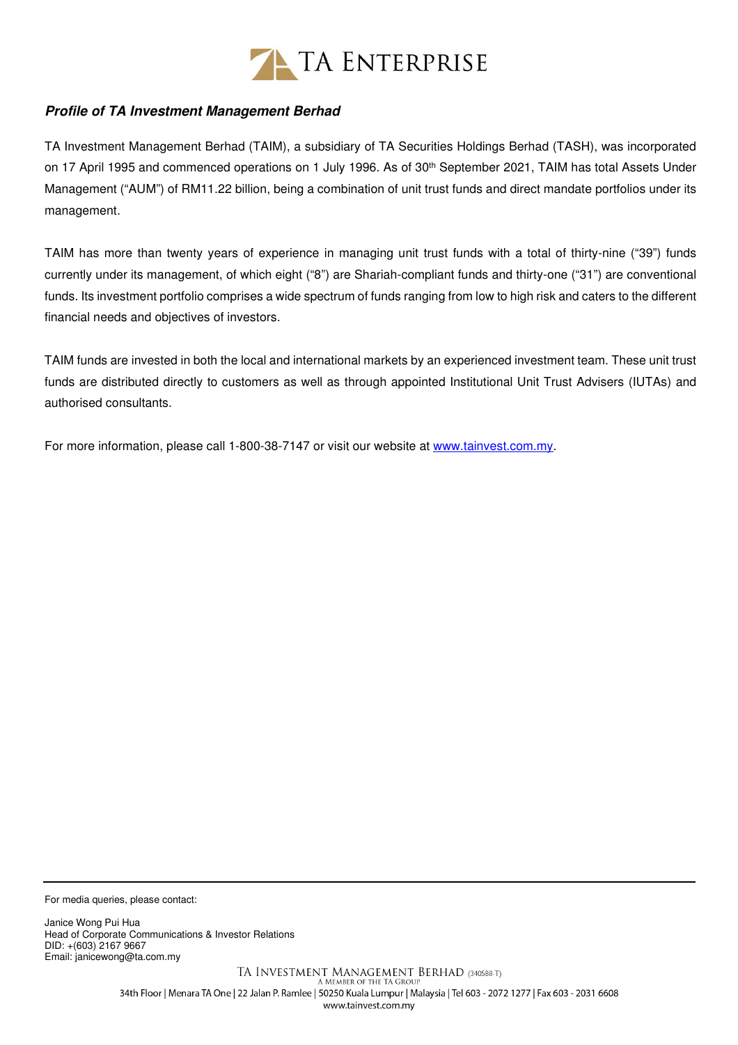### *Profile of TA Investment Management Berhad*

TA Investment Management Berhad (TAIM), a subsidiary of TA Securities Holdings Berhad (TASH), was incorporated on 17 April 1995 and commenced operations on 1 July 1996. As of 30th September 2021, TAIM has total Assets Under Management ("AUM") of RM11.22 billion, being a combination of unit trust funds and direct mandate portfolios under its management.

TAIM has more than twenty years of experience in managing unit trust funds with a total of thirty-nine ("39") funds currently under its management, of which eight ("8") are Shariah-compliant funds and thirty-one ("31") are conventional funds. Its investment portfolio comprises a wide spectrum of funds ranging from low to high risk and caters to the different financial needs and objectives of investors.

TAIM funds are invested in both the local and international markets by an experienced investment team. These unit trust funds are distributed directly to customers as well as through appointed Institutional Unit Trust Advisers (IUTAs) and authorised consultants.

For more information, please call 1-800-38-7147 or visit our website at www.tainvest.com.my.

---

For media queries, please contact:

Janice Wong Pui Hua
Head of Corporate Communications & Investor Relations
DID: +(603) 2167 9667
Email: janicewong@ta.com.my